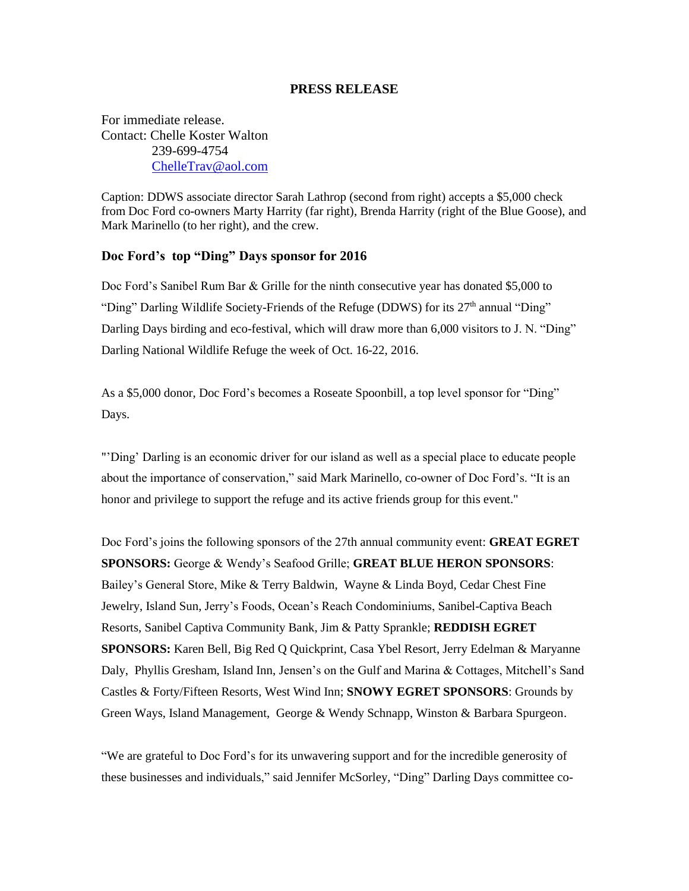**PRESS RELEASE**

For immediate release.
Contact: Chelle Koster Walton
239-699-4754
ChelleTrav@aol.com

Caption: DDWS associate director Sarah Lathrop (second from right) accepts a $5,000 check from Doc Ford co-owners Marty Harrity (far right), Brenda Harrity (right of the Blue Goose), and Mark Marinello (to her right), and the crew.

### Doc Ford's top "Ding" Days sponsor for 2016

Doc Ford's Sanibel Rum Bar & Grille for the ninth consecutive year has donated $5,000 to "Ding" Darling Wildlife Society-Friends of the Refuge (DDWS) for its 27th annual "Ding" Darling Days birding and eco-festival, which will draw more than 6,000 visitors to J. N. "Ding" Darling National Wildlife Refuge the week of Oct. 16-22, 2016.

As a $5,000 donor, Doc Ford's becomes a Roseate Spoonbill, a top level sponsor for "Ding" Days.

"'Ding' Darling is an economic driver for our island as well as a special place to educate people about the importance of conservation," said Mark Marinello, co-owner of Doc Ford's. "It is an honor and privilege to support the refuge and its active friends group for this event."

Doc Ford's joins the following sponsors of the 27th annual community event: **GREAT EGRET SPONSORS:** George & Wendy's Seafood Grille; **GREAT BLUE HERON SPONSORS**: Bailey's General Store, Mike & Terry Baldwin, Wayne & Linda Boyd, Cedar Chest Fine Jewelry, Island Sun, Jerry's Foods, Ocean's Reach Condominiums, Sanibel-Captiva Beach Resorts, Sanibel Captiva Community Bank, Jim & Patty Sprankle; **REDDISH EGRET SPONSORS:** Karen Bell, Big Red Q Quickprint, Casa Ybel Resort, Jerry Edelman & Maryanne Daly, Phyllis Gresham, Island Inn, Jensen's on the Gulf and Marina & Cottages, Mitchell's Sand Castles & Forty/Fifteen Resorts, West Wind Inn; **SNOWY EGRET SPONSORS**: Grounds by Green Ways, Island Management, George & Wendy Schnapp, Winston & Barbara Spurgeon.

"We are grateful to Doc Ford's for its unwavering support and for the incredible generosity of these businesses and individuals," said Jennifer McSorley, "Ding" Darling Days committee co-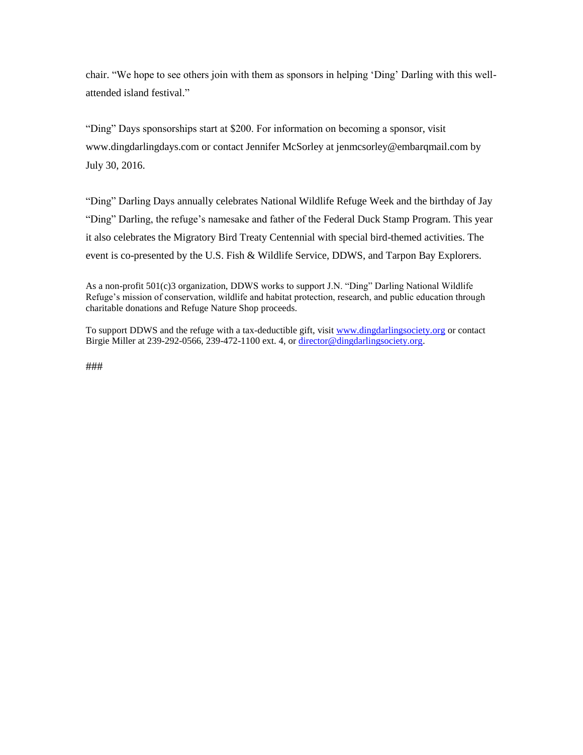chair. "We hope to see others join with them as sponsors in helping 'Ding' Darling with this well-attended island festival."

"Ding" Days sponsorships start at $200. For information on becoming a sponsor, visit www.dingdarlingdays.com or contact Jennifer McSorley at jenmcsorley@embarqmail.com by July 30, 2016.

"Ding" Darling Days annually celebrates National Wildlife Refuge Week and the birthday of Jay "Ding" Darling, the refuge's namesake and father of the Federal Duck Stamp Program. This year it also celebrates the Migratory Bird Treaty Centennial with special bird-themed activities. The event is co-presented by the U.S. Fish & Wildlife Service, DDWS, and Tarpon Bay Explorers.

As a non-profit 501(c)3 organization, DDWS works to support J.N. "Ding" Darling National Wildlife Refuge's mission of conservation, wildlife and habitat protection, research, and public education through charitable donations and Refuge Nature Shop proceeds.

To support DDWS and the refuge with a tax-deductible gift, visit www.dingdarlingsociety.org or contact Birgie Miller at 239-292-0566, 239-472-1100 ext. 4, or director@dingdarlingsociety.org.

###